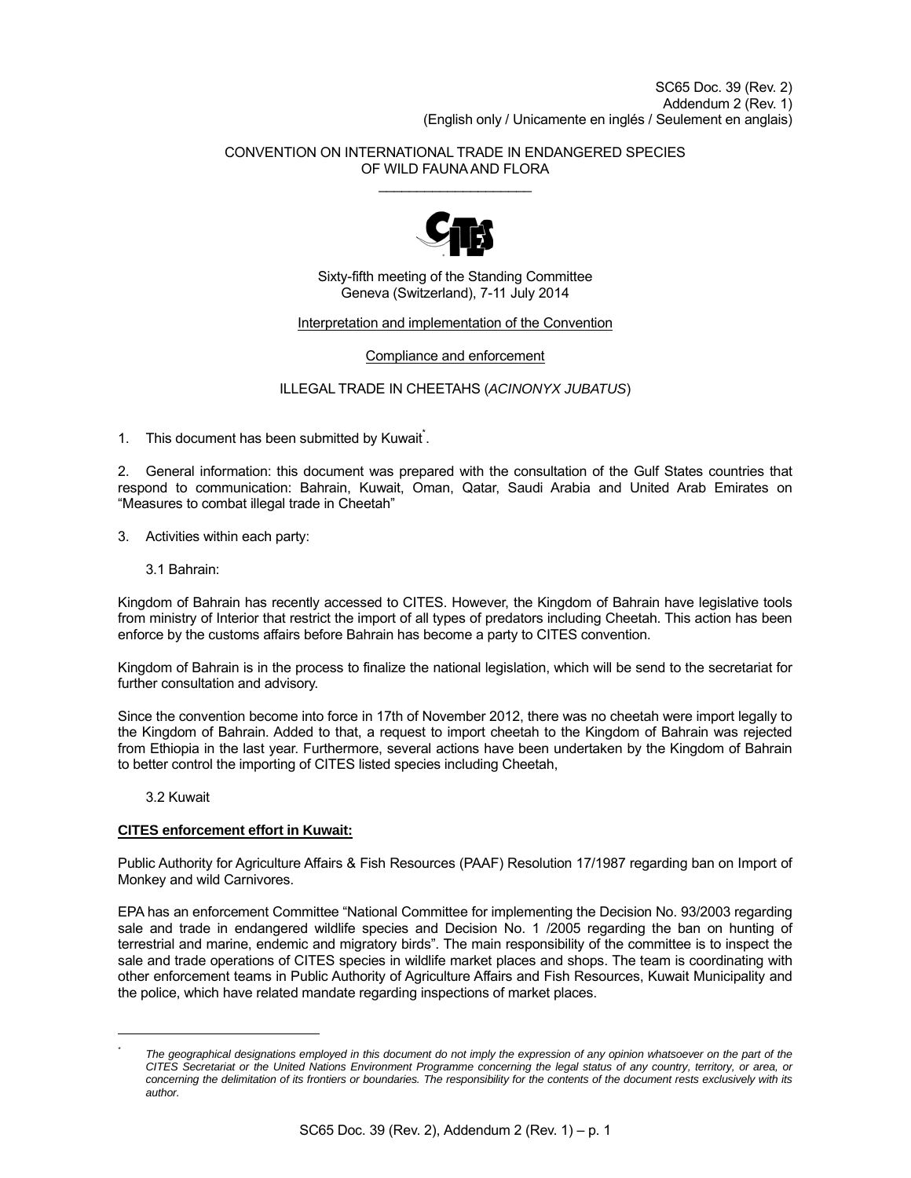SC65 Doc. 39 (Rev. 2)
Addendum 2 (Rev. 1)
(English only / Unicamente en inglés / Seulement en anglais)

CONVENTION ON INTERNATIONAL TRADE IN ENDANGERED SPECIES
OF WILD FAUNA AND FLORA

---

Sixty-fifth meeting of the Standing Committee
Geneva (Switzerland), 7-11 July 2014

Interpretation and implementation of the Convention

Compliance and enforcement

ILLEGAL TRADE IN CHEETAHS (*ACINONYX JUBATUS*)

1. This document has been submitted by Kuwait*.

2. General information: this document was prepared with the consultation of the Gulf States countries that respond to communication: Bahrain, Kuwait, Oman, Qatar, Saudi Arabia and United Arab Emirates on "Measures to combat illegal trade in Cheetah"

3. Activities within each party:

   3.1 Bahrain:

Kingdom of Bahrain has recently accessed to CITES. However, the Kingdom of Bahrain have legislative tools from ministry of Interior that restrict the import of all types of predators including Cheetah. This action has been enforce by the customs affairs before Bahrain has become a party to CITES convention.

Kingdom of Bahrain is in the process to finalize the national legislation, which will be send to the secretariat for further consultation and advisory.

Since the convention become into force in 17th of November 2012, there was no cheetah were import legally to the Kingdom of Bahrain. Added to that, a request to import cheetah to the Kingdom of Bahrain was rejected from Ethiopia in the last year. Furthermore, several actions have been undertaken by the Kingdom of Bahrain to better control the importing of CITES listed species including Cheetah,

   3.2 Kuwait

**CITES enforcement effort in Kuwait:**

Public Authority for Agriculture Affairs & Fish Resources (PAAF) Resolution 17/1987 regarding ban on Import of Monkey and wild Carnivores.

EPA has an enforcement Committee "National Committee for implementing the Decision No. 93/2003 regarding sale and trade in endangered wildlife species and Decision No. 1 /2005 regarding the ban on hunting of terrestrial and marine, endemic and migratory birds". The main responsibility of the committee is to inspect the sale and trade operations of CITES species in wildlife market places and shops. The team is coordinating with other enforcement teams in Public Authority of Agriculture Affairs and Fish Resources, Kuwait Municipality and the police, which have related mandate regarding inspections of market places.

---

\* *The geographical designations employed in this document do not imply the expression of any opinion whatsoever on the part of the CITES Secretariat or the United Nations Environment Programme concerning the legal status of any country, territory, or area, or concerning the delimitation of its frontiers or boundaries. The responsibility for the contents of the document rests exclusively with its author.*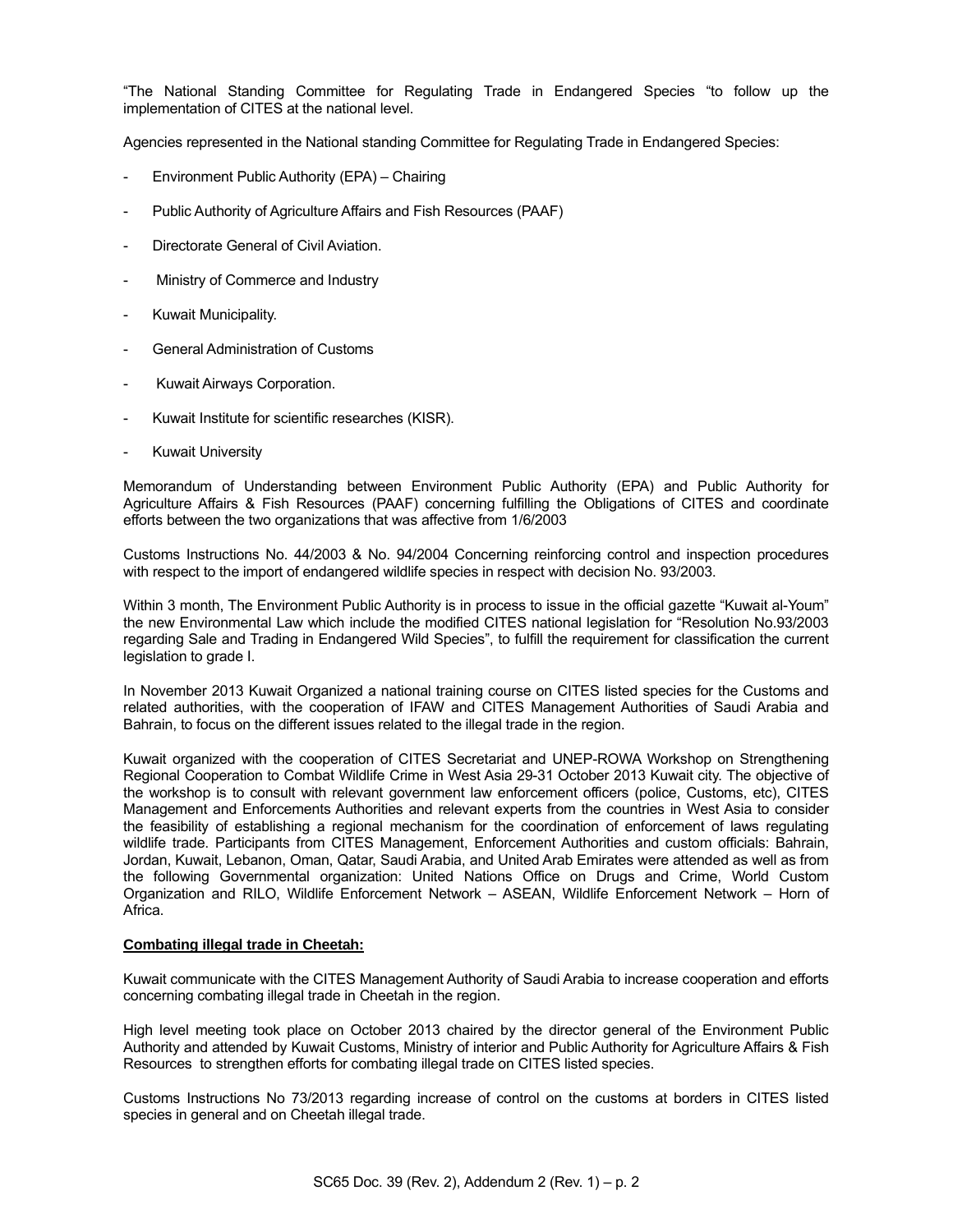"The National Standing Committee for Regulating Trade in Endangered Species "to follow up the implementation of CITES at the national level.

Agencies represented in the National standing Committee for Regulating Trade in Endangered Species:

- Environment Public Authority (EPA) – Chairing
- Public Authority of Agriculture Affairs and Fish Resources (PAAF)
- Directorate General of Civil Aviation.
- Ministry of Commerce and Industry
- Kuwait Municipality.
- General Administration of Customs
- Kuwait Airways Corporation.
- Kuwait Institute for scientific researches (KISR).
- Kuwait University

Memorandum of Understanding between Environment Public Authority (EPA) and Public Authority for Agriculture Affairs & Fish Resources (PAAF) concerning fulfilling the Obligations of CITES and coordinate efforts between the two organizations that was affective from 1/6/2003

Customs Instructions No. 44/2003 & No. 94/2004 Concerning reinforcing control and inspection procedures with respect to the import of endangered wildlife species in respect with decision No. 93/2003.

Within 3 month, The Environment Public Authority is in process to issue in the official gazette "Kuwait al-Youm" the new Environmental Law which include the modified CITES national legislation for "Resolution No.93/2003 regarding Sale and Trading in Endangered Wild Species", to fulfill the requirement for classification the current legislation to grade I.

In November 2013 Kuwait Organized a national training course on CITES listed species for the Customs and related authorities, with the cooperation of IFAW and CITES Management Authorities of Saudi Arabia and Bahrain, to focus on the different issues related to the illegal trade in the region.

Kuwait organized with the cooperation of CITES Secretariat and UNEP-ROWA Workshop on Strengthening Regional Cooperation to Combat Wildlife Crime in West Asia 29-31 October 2013 Kuwait city. The objective of the workshop is to consult with relevant government law enforcement officers (police, Customs, etc), CITES Management and Enforcements Authorities and relevant experts from the countries in West Asia to consider the feasibility of establishing a regional mechanism for the coordination of enforcement of laws regulating wildlife trade. Participants from CITES Management, Enforcement Authorities and custom officials: Bahrain, Jordan, Kuwait, Lebanon, Oman, Qatar, Saudi Arabia, and United Arab Emirates were attended as well as from the following Governmental organization: United Nations Office on Drugs and Crime, World Custom Organization and RILO, Wildlife Enforcement Network – ASEAN, Wildlife Enforcement Network – Horn of Africa.

**Combating illegal trade in Cheetah:**

Kuwait communicate with the CITES Management Authority of Saudi Arabia to increase cooperation and efforts concerning combating illegal trade in Cheetah in the region.

High level meeting took place on October 2013 chaired by the director general of the Environment Public Authority and attended by Kuwait Customs, Ministry of interior and Public Authority for Agriculture Affairs & Fish Resources to strengthen efforts for combating illegal trade on CITES listed species.

Customs Instructions No 73/2013 regarding increase of control on the customs at borders in CITES listed species in general and on Cheetah illegal trade.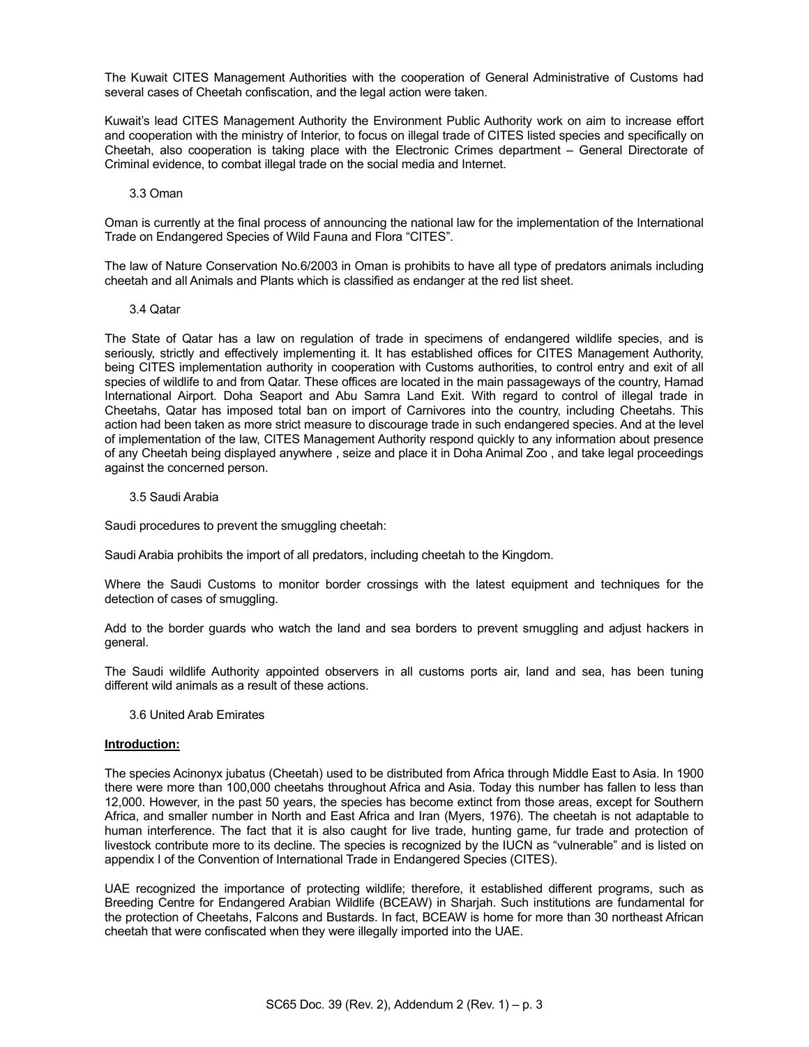The Kuwait CITES Management Authorities with the cooperation of General Administrative of Customs had several cases of Cheetah confiscation, and the legal action were taken.

Kuwait's lead CITES Management Authority the Environment Public Authority work on aim to increase effort and cooperation with the ministry of Interior, to focus on illegal trade of CITES listed species and specifically on Cheetah, also cooperation is taking place with the Electronic Crimes department – General Directorate of Criminal evidence, to combat illegal trade on the social media and Internet.

### 3.3 Oman

Oman is currently at the final process of announcing the national law for the implementation of the International Trade on Endangered Species of Wild Fauna and Flora "CITES".

The law of Nature Conservation No.6/2003 in Oman is prohibits to have all type of predators animals including cheetah and all Animals and Plants which is classified as endanger at the red list sheet.

### 3.4 Qatar

The State of Qatar has a law on regulation of trade in specimens of endangered wildlife species, and is seriously, strictly and effectively implementing it. It has established offices for CITES Management Authority, being CITES implementation authority in cooperation with Customs authorities, to control entry and exit of all species of wildlife to and from Qatar. These offices are located in the main passageways of the country, Hamad International Airport. Doha Seaport and Abu Samra Land Exit. With regard to control of illegal trade in Cheetahs, Qatar has imposed total ban on import of Carnivores into the country, including Cheetahs. This action had been taken as more strict measure to discourage trade in such endangered species. And at the level of implementation of the law, CITES Management Authority respond quickly to any information about presence of any Cheetah being displayed anywhere , seize and place it in Doha Animal Zoo , and take legal proceedings against the concerned person.

### 3.5 Saudi Arabia

Saudi procedures to prevent the smuggling cheetah:

Saudi Arabia prohibits the import of all predators, including cheetah to the Kingdom.

Where the Saudi Customs to monitor border crossings with the latest equipment and techniques for the detection of cases of smuggling.

Add to the border guards who watch the land and sea borders to prevent smuggling and adjust hackers in general.

The Saudi wildlife Authority appointed observers in all customs ports air, land and sea, has been tuning different wild animals as a result of these actions.

### 3.6 United Arab Emirates

**Introduction:**

The species Acinonyx jubatus (Cheetah) used to be distributed from Africa through Middle East to Asia. In 1900 there were more than 100,000 cheetahs throughout Africa and Asia. Today this number has fallen to less than 12,000. However, in the past 50 years, the species has become extinct from those areas, except for Southern Africa, and smaller number in North and East Africa and Iran (Myers, 1976). The cheetah is not adaptable to human interference. The fact that it is also caught for live trade, hunting game, fur trade and protection of livestock contribute more to its decline. The species is recognized by the IUCN as "vulnerable" and is listed on appendix I of the Convention of International Trade in Endangered Species (CITES).

UAE recognized the importance of protecting wildlife; therefore, it established different programs, such as Breeding Centre for Endangered Arabian Wildlife (BCEAW) in Sharjah. Such institutions are fundamental for the protection of Cheetahs, Falcons and Bustards. In fact, BCEAW is home for more than 30 northeast African cheetah that were confiscated when they were illegally imported into the UAE.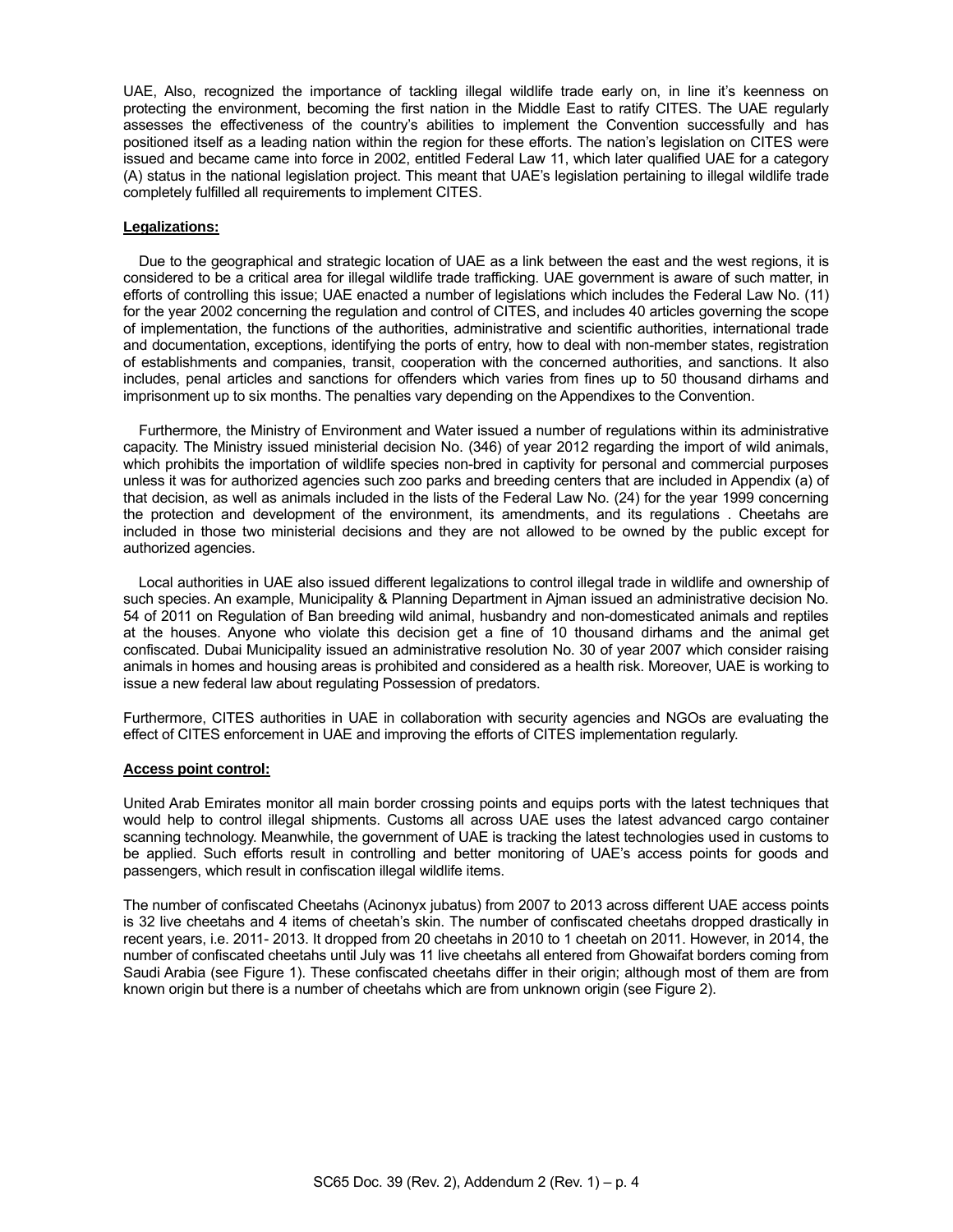UAE, Also, recognized the importance of tackling illegal wildlife trade early on, in line it's keenness on protecting the environment, becoming the first nation in the Middle East to ratify CITES. The UAE regularly assesses the effectiveness of the country's abilities to implement the Convention successfully and has positioned itself as a leading nation within the region for these efforts. The nation's legislation on CITES were issued and became came into force in 2002, entitled Federal Law 11, which later qualified UAE for a category (A) status in the national legislation project. This meant that UAE's legislation pertaining to illegal wildlife trade completely fulfilled all requirements to implement CITES.

**Legalizations:**

Due to the geographical and strategic location of UAE as a link between the east and the west regions, it is considered to be a critical area for illegal wildlife trade trafficking. UAE government is aware of such matter, in efforts of controlling this issue; UAE enacted a number of legislations which includes the Federal Law No. (11) for the year 2002 concerning the regulation and control of CITES, and includes 40 articles governing the scope of implementation, the functions of the authorities, administrative and scientific authorities, international trade and documentation, exceptions, identifying the ports of entry, how to deal with non-member states, registration of establishments and companies, transit, cooperation with the concerned authorities, and sanctions. It also includes, penal articles and sanctions for offenders which varies from fines up to 50 thousand dirhams and imprisonment up to six months. The penalties vary depending on the Appendixes to the Convention.

Furthermore, the Ministry of Environment and Water issued a number of regulations within its administrative capacity. The Ministry issued ministerial decision No. (346) of year 2012 regarding the import of wild animals, which prohibits the importation of wildlife species non-bred in captivity for personal and commercial purposes unless it was for authorized agencies such zoo parks and breeding centers that are included in Appendix (a) of that decision, as well as animals included in the lists of the Federal Law No. (24) for the year 1999 concerning the protection and development of the environment, its amendments, and its regulations . Cheetahs are included in those two ministerial decisions and they are not allowed to be owned by the public except for authorized agencies.

Local authorities in UAE also issued different legalizations to control illegal trade in wildlife and ownership of such species. An example, Municipality & Planning Department in Ajman issued an administrative decision No. 54 of 2011 on Regulation of Ban breeding wild animal, husbandry and non-domesticated animals and reptiles at the houses. Anyone who violate this decision get a fine of 10 thousand dirhams and the animal get confiscated. Dubai Municipality issued an administrative resolution No. 30 of year 2007 which consider raising animals in homes and housing areas is prohibited and considered as a health risk. Moreover, UAE is working to issue a new federal law about regulating Possession of predators.

Furthermore, CITES authorities in UAE in collaboration with security agencies and NGOs are evaluating the effect of CITES enforcement in UAE and improving the efforts of CITES implementation regularly.

**Access point control:**

United Arab Emirates monitor all main border crossing points and equips ports with the latest techniques that would help to control illegal shipments. Customs all across UAE uses the latest advanced cargo container scanning technology. Meanwhile, the government of UAE is tracking the latest technologies used in customs to be applied. Such efforts result in controlling and better monitoring of UAE's access points for goods and passengers, which result in confiscation illegal wildlife items.

The number of confiscated Cheetahs (Acinonyx jubatus) from 2007 to 2013 across different UAE access points is 32 live cheetahs and 4 items of cheetah's skin. The number of confiscated cheetahs dropped drastically in recent years, i.e. 2011- 2013. It dropped from 20 cheetahs in 2010 to 1 cheetah on 2011. However, in 2014, the number of confiscated cheetahs until July was 11 live cheetahs all entered from Ghowaifat borders coming from Saudi Arabia (see Figure 1). These confiscated cheetahs differ in their origin; although most of them are from known origin but there is a number of cheetahs which are from unknown origin (see Figure 2).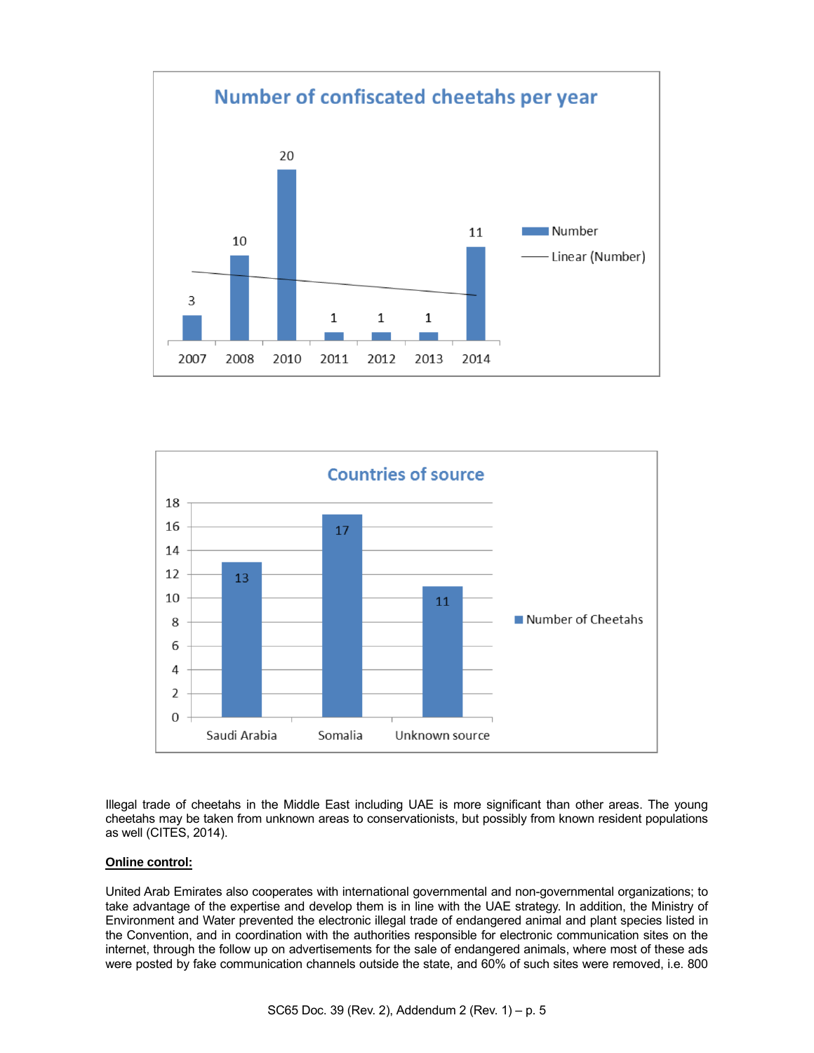**Number of confiscated cheetahs per year**

| Year | Number |
|---|---|
| 2007 | 3 |
| 2008 | 10 |
| 2010 | 20 |
| 2011 | 1 |
| 2012 | 1 |
| 2013 | 1 |
| 2014 | 11 |

**Countries of source**

| Country | Number of Cheetahs |
|---|---|
| Saudi Arabia | 13 |
| Somalia | 17 |
| Unknown source | 11 |

Illegal trade of cheetahs in the Middle East including UAE is more significant than other areas. The young cheetahs may be taken from unknown areas to conservationists, but possibly from known resident populations as well (CITES, 2014).

**<u>Online control:</u>**

United Arab Emirates also cooperates with international governmental and non-governmental organizations; to take advantage of the expertise and develop them is in line with the UAE strategy. In addition, the Ministry of Environment and Water prevented the electronic illegal trade of endangered animal and plant species listed in the Convention, and in coordination with the authorities responsible for electronic communication sites on the internet, through the follow up on advertisements for the sale of endangered animals, where most of these ads were posted by fake communication channels outside the state, and 60% of such sites were removed, i.e. 800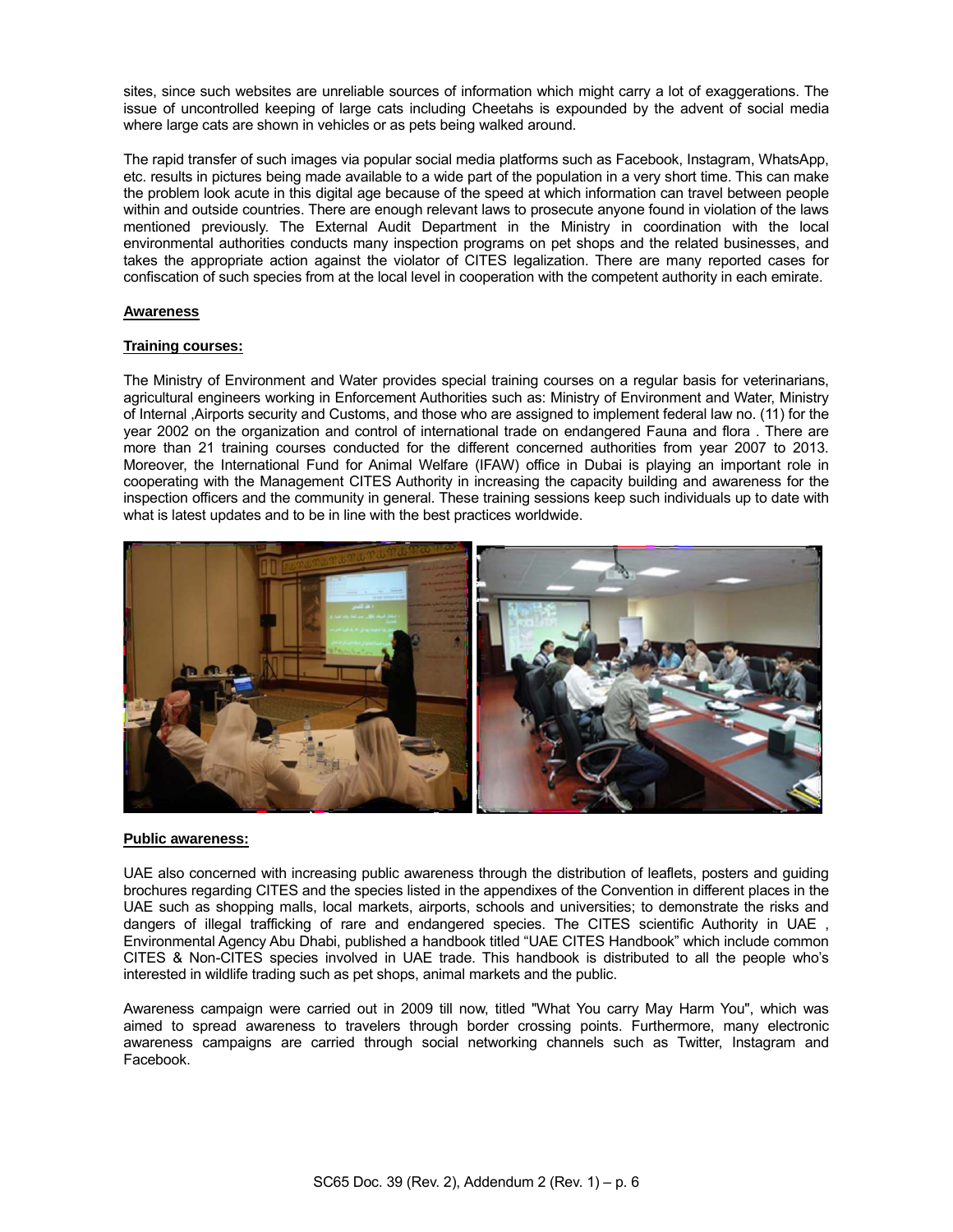sites, since such websites are unreliable sources of information which might carry a lot of exaggerations. The issue of uncontrolled keeping of large cats including Cheetahs is expounded by the advent of social media where large cats are shown in vehicles or as pets being walked around.

The rapid transfer of such images via popular social media platforms such as Facebook, Instagram, WhatsApp, etc. results in pictures being made available to a wide part of the population in a very short time. This can make the problem look acute in this digital age because of the speed at which information can travel between people within and outside countries. There are enough relevant laws to prosecute anyone found in violation of the laws mentioned previously. The External Audit Department in the Ministry in coordination with the local environmental authorities conducts many inspection programs on pet shops and the related businesses, and takes the appropriate action against the violator of CITES legalization. There are many reported cases for confiscation of such species from at the local level in cooperation with the competent authority in each emirate.

**Awareness**

**Training courses:**

The Ministry of Environment and Water provides special training courses on a regular basis for veterinarians, agricultural engineers working in Enforcement Authorities such as: Ministry of Environment and Water, Ministry of Internal ,Airports security and Customs, and those who are assigned to implement federal law no. (11) for the year 2002 on the organization and control of international trade on endangered Fauna and flora . There are more than 21 training courses conducted for the different concerned authorities from year 2007 to 2013. Moreover, the International Fund for Animal Welfare (IFAW) office in Dubai is playing an important role in cooperating with the Management CITES Authority in increasing the capacity building and awareness for the inspection officers and the community in general. These training sessions keep such individuals up to date with what is latest updates and to be in line with the best practices worldwide.

**Public awareness:**

UAE also concerned with increasing public awareness through the distribution of leaflets, posters and guiding brochures regarding CITES and the species listed in the appendixes of the Convention in different places in the UAE such as shopping malls, local markets, airports, schools and universities; to demonstrate the risks and dangers of illegal trafficking of rare and endangered species. The CITES scientific Authority in UAE , Environmental Agency Abu Dhabi, published a handbook titled "UAE CITES Handbook" which include common CITES & Non-CITES species involved in UAE trade. This handbook is distributed to all the people who's interested in wildlife trading such as pet shops, animal markets and the public.

Awareness campaign were carried out in 2009 till now, titled "What You carry May Harm You", which was aimed to spread awareness to travelers through border crossing points. Furthermore, many electronic awareness campaigns are carried through social networking channels such as Twitter, Instagram and Facebook.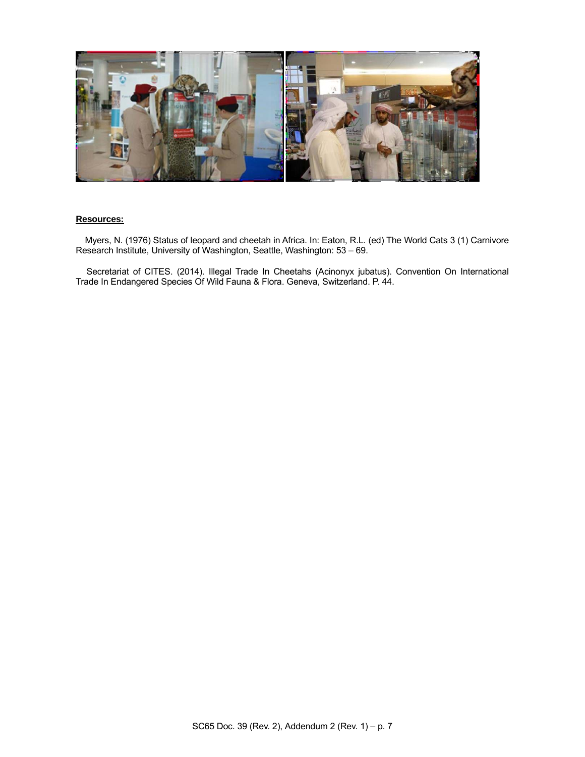**Resources:**

Myers, N. (1976) Status of leopard and cheetah in Africa. In: Eaton, R.L. (ed) The World Cats 3 (1) Carnivore Research Institute, University of Washington, Seattle, Washington: 53 – 69.

Secretariat of CITES. (2014). Illegal Trade In Cheetahs (Acinonyx jubatus). Convention On International Trade In Endangered Species Of Wild Fauna & Flora. Geneva, Switzerland. P. 44.